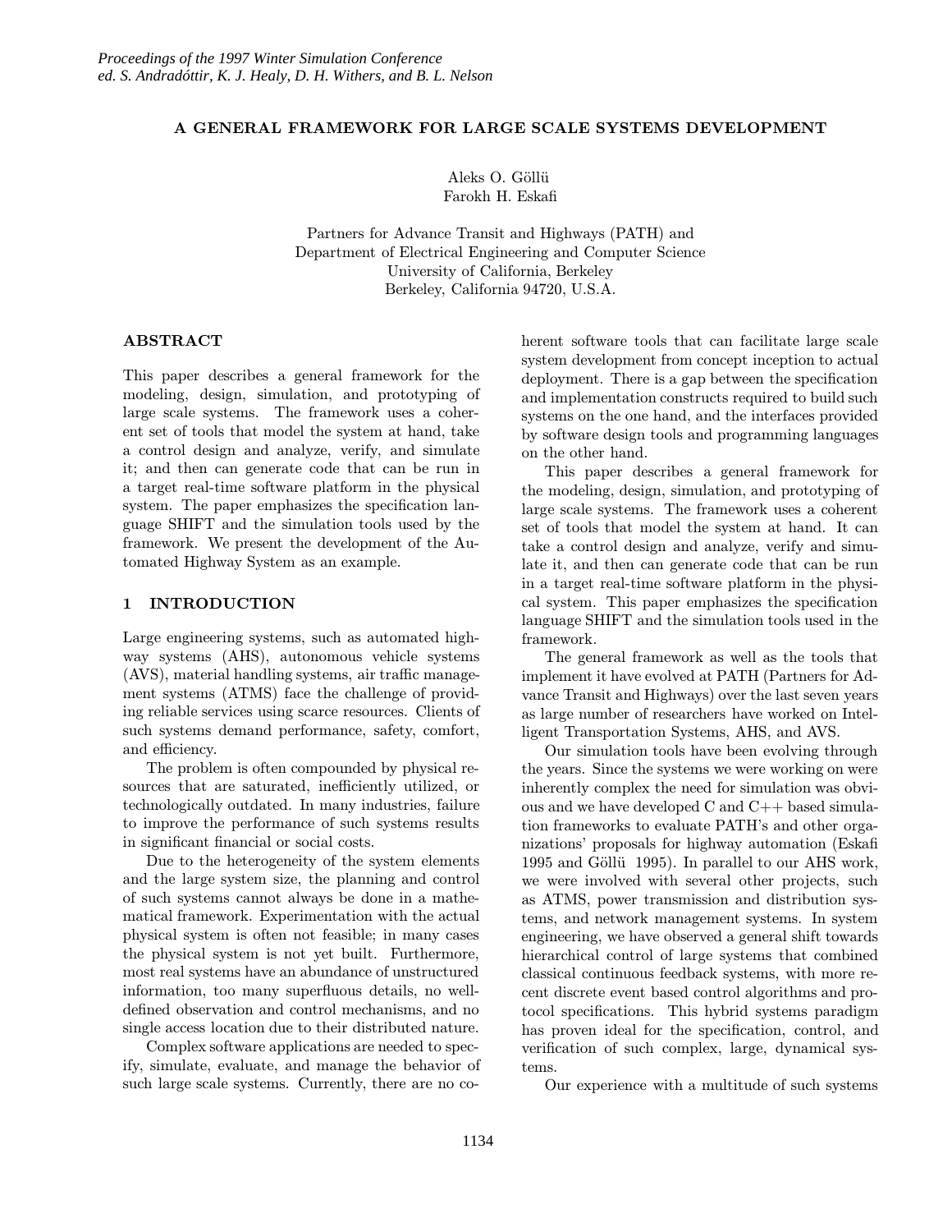*Proceedings of the 1997 Winter Simulation Conference*
*ed. S. Andradóttir, K. J. Healy, D. H. Withers, and B. L. Nelson*

# A GENERAL FRAMEWORK FOR LARGE SCALE SYSTEMS DEVELOPMENT

Aleks O. Göllü
Farokh H. Eskafi

Partners for Advance Transit and Highways (PATH) and
Department of Electrical Engineering and Computer Science
University of California, Berkeley
Berkeley, California 94720, U.S.A.

## ABSTRACT

This paper describes a general framework for the modeling, design, simulation, and prototyping of large scale systems. The framework uses a coherent set of tools that model the system at hand, take a control design and analyze, verify, and simulate it; and then can generate code that can be run in a target real-time software platform in the physical system. The paper emphasizes the specification language SHIFT and the simulation tools used by the framework. We present the development of the Automated Highway System as an example.

## 1 INTRODUCTION

Large engineering systems, such as automated highway systems (AHS), autonomous vehicle systems (AVS), material handling systems, air traffic management systems (ATMS) face the challenge of providing reliable services using scarce resources. Clients of such systems demand performance, safety, comfort, and efficiency.

The problem is often compounded by physical resources that are saturated, inefficiently utilized, or technologically outdated. In many industries, failure to improve the performance of such systems results in significant financial or social costs.

Due to the heterogeneity of the system elements and the large system size, the planning and control of such systems cannot always be done in a mathematical framework. Experimentation with the actual physical system is often not feasible; in many cases the physical system is not yet built. Furthermore, most real systems have an abundance of unstructured information, too many superfluous details, no well-defined observation and control mechanisms, and no single access location due to their distributed nature.

Complex software applications are needed to specify, simulate, evaluate, and manage the behavior of such large scale systems. Currently, there are no coherent software tools that can facilitate large scale system development from concept inception to actual deployment. There is a gap between the specification and implementation constructs required to build such systems on the one hand, and the interfaces provided by software design tools and programming languages on the other hand.

This paper describes a general framework for the modeling, design, simulation, and prototyping of large scale systems. The framework uses a coherent set of tools that model the system at hand. It can take a control design and analyze, verify and simulate it, and then can generate code that can be run in a target real-time software platform in the physical system. This paper emphasizes the specification language SHIFT and the simulation tools used in the framework.

The general framework as well as the tools that implement it have evolved at PATH (Partners for Advance Transit and Highways) over the last seven years as large number of researchers have worked on Intelligent Transportation Systems, AHS, and AVS.

Our simulation tools have been evolving through the years. Since the systems we were working on were inherently complex the need for simulation was obvious and we have developed C and C++ based simulation frameworks to evaluate PATH's and other organizations' proposals for highway automation (Eskafi 1995 and Göllü 1995). In parallel to our AHS work, we were involved with several other projects, such as ATMS, power transmission and distribution systems, and network management systems. In system engineering, we have observed a general shift towards hierarchical control of large systems that combined classical continuous feedback systems, with more recent discrete event based control algorithms and protocol specifications. This hybrid systems paradigm has proven ideal for the specification, control, and verification of such complex, large, dynamical systems.

Our experience with a multitude of such systems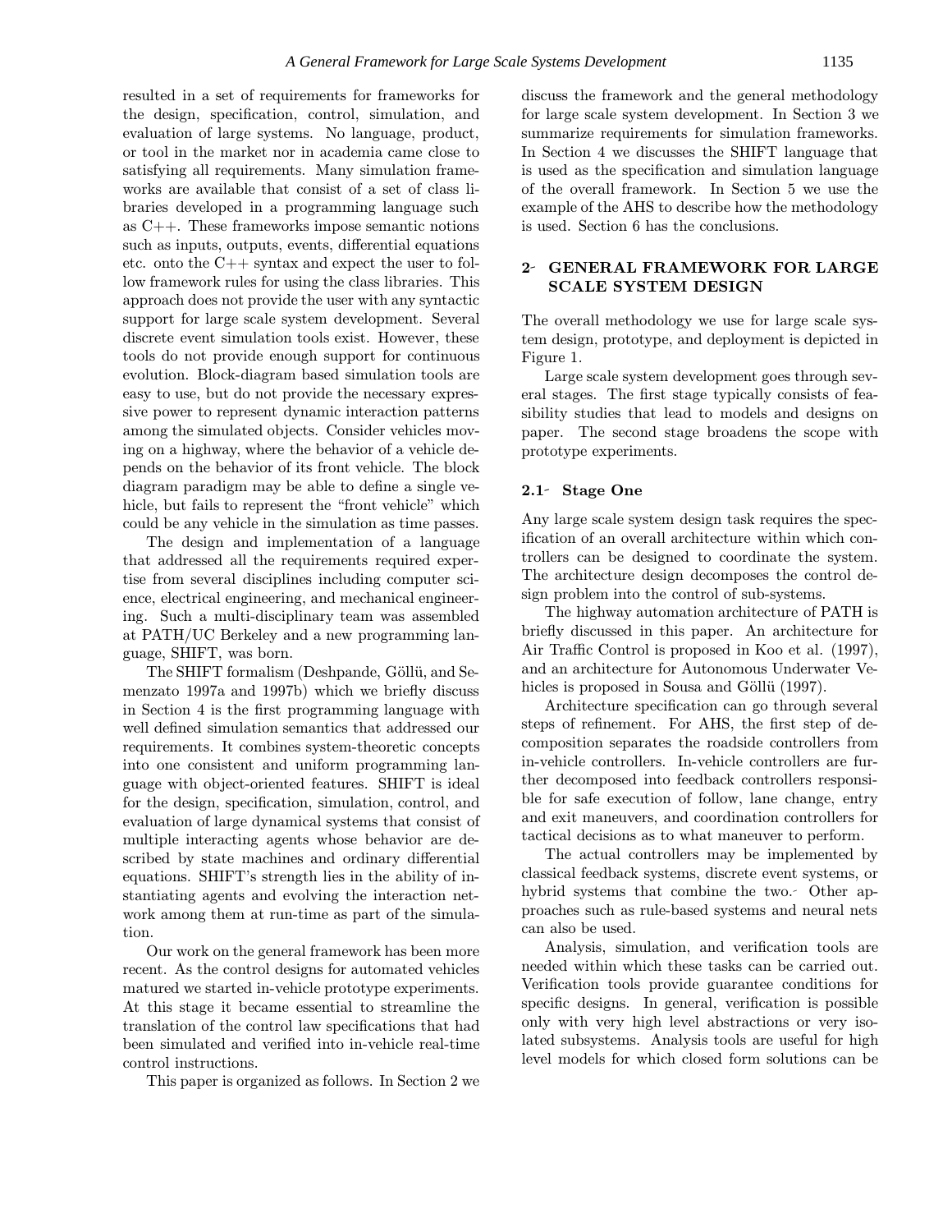resulted in a set of requirements for frameworks for the design, specification, control, simulation, and evaluation of large systems. No language, product, or tool in the market nor in academia came close to satisfying all requirements. Many simulation frameworks are available that consist of a set of class libraries developed in a programming language such as C++. These frameworks impose semantic notions such as inputs, outputs, events, differential equations etc. onto the C++ syntax and expect the user to follow framework rules for using the class libraries. This approach does not provide the user with any syntactic support for large scale system development. Several discrete event simulation tools exist. However, these tools do not provide enough support for continuous evolution. Block-diagram based simulation tools are easy to use, but do not provide the necessary expressive power to represent dynamic interaction patterns among the simulated objects. Consider vehicles moving on a highway, where the behavior of a vehicle depends on the behavior of its front vehicle. The block diagram paradigm may be able to define a single vehicle, but fails to represent the "front vehicle" which could be any vehicle in the simulation as time passes.

The design and implementation of a language that addressed all the requirements required expertise from several disciplines including computer science, electrical engineering, and mechanical engineering. Such a multi-disciplinary team was assembled at PATH/UC Berkeley and a new programming language, SHIFT, was born.

The SHIFT formalism (Deshpande, Göllü, and Semenzato 1997a and 1997b) which we briefly discuss in Section 4 is the first programming language with well defined simulation semantics that addressed our requirements. It combines system-theoretic concepts into one consistent and uniform programming language with object-oriented features. SHIFT is ideal for the design, specification, simulation, control, and evaluation of large dynamical systems that consist of multiple interacting agents whose behavior are described by state machines and ordinary differential equations. SHIFT's strength lies in the ability of instantiating agents and evolving the interaction network among them at run-time as part of the simulation.

Our work on the general framework has been more recent. As the control designs for automated vehicles matured we started in-vehicle prototype experiments. At this stage it became essential to streamline the translation of the control law specifications that had been simulated and verified into in-vehicle real-time control instructions.

This paper is organized as follows. In Section 2 we discuss the framework and the general methodology for large scale system development. In Section 3 we summarize requirements for simulation frameworks. In Section 4 we discusses the SHIFT language that is used as the specification and simulation language of the overall framework. In Section 5 we use the example of the AHS to describe how the methodology is used. Section 6 has the conclusions.

## 2 GENERAL FRAMEWORK FOR LARGE SCALE SYSTEM DESIGN

The overall methodology we use for large scale system design, prototype, and deployment is depicted in Figure 1.

Large scale system development goes through several stages. The first stage typically consists of feasibility studies that lead to models and designs on paper. The second stage broadens the scope with prototype experiments.

### 2.1 Stage One

Any large scale system design task requires the specification of an overall architecture within which controllers can be designed to coordinate the system. The architecture design decomposes the control design problem into the control of sub-systems.

The highway automation architecture of PATH is briefly discussed in this paper. An architecture for Air Traffic Control is proposed in Koo et al. (1997), and an architecture for Autonomous Underwater Vehicles is proposed in Sousa and Göllü (1997).

Architecture specification can go through several steps of refinement. For AHS, the first step of decomposition separates the roadside controllers from in-vehicle controllers. In-vehicle controllers are further decomposed into feedback controllers responsible for safe execution of follow, lane change, entry and exit maneuvers, and coordination controllers for tactical decisions as to what maneuver to perform.

The actual controllers may be implemented by classical feedback systems, discrete event systems, or hybrid systems that combine the two. Other approaches such as rule-based systems and neural nets can also be used.

Analysis, simulation, and verification tools are needed within which these tasks can be carried out. Verification tools provide guarantee conditions for specific designs. In general, verification is possible only with very high level abstractions or very isolated subsystems. Analysis tools are useful for high level models for which closed form solutions can be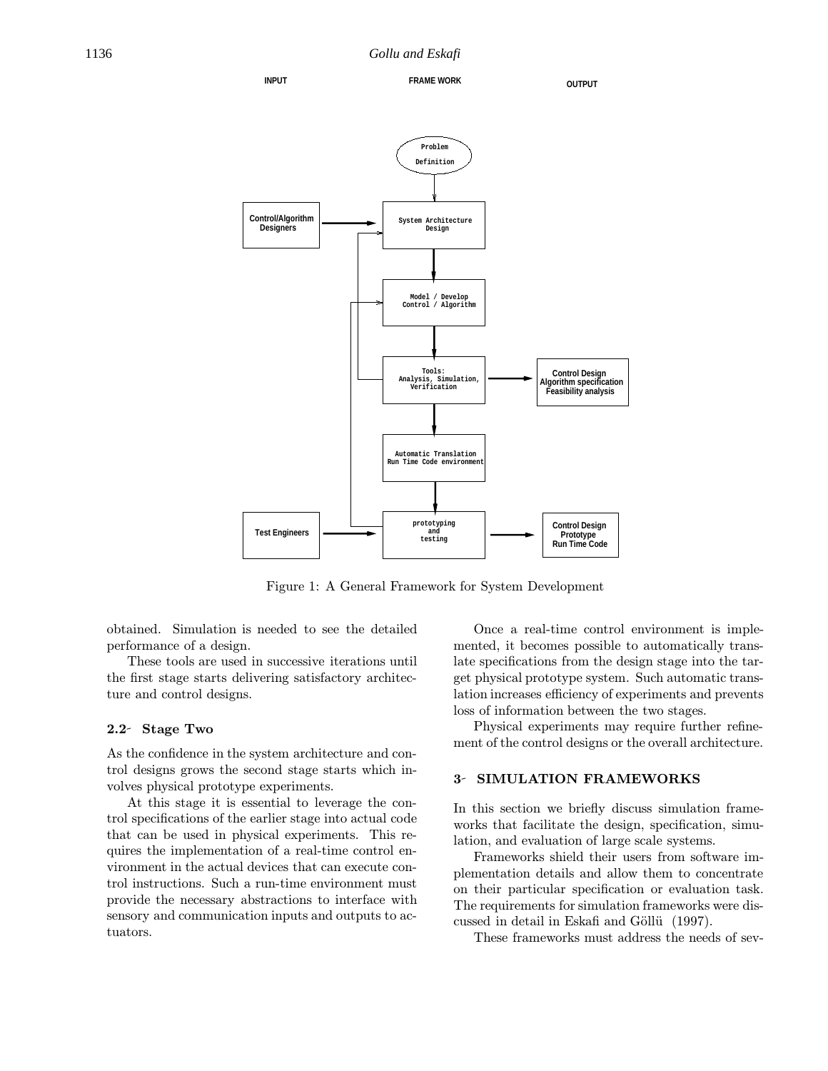Figure 1: A General Framework for System Development

obtained. Simulation is needed to see the detailed performance of a design.

These tools are used in successive iterations until the first stage starts delivering satisfactory architecture and control designs.

### 2.2- Stage Two

As the confidence in the system architecture and control designs grows the second stage starts which involves physical prototype experiments.

At this stage it is essential to leverage the control specifications of the earlier stage into actual code that can be used in physical experiments. This requires the implementation of a real-time control environment in the actual devices that can execute control instructions. Such a run-time environment must provide the necessary abstractions to interface with sensory and communication inputs and outputs to actuators.

Once a real-time control environment is implemented, it becomes possible to automatically translate specifications from the design stage into the target physical prototype system. Such automatic translation increases efficiency of experiments and prevents loss of information between the two stages.

Physical experiments may require further refinement of the control designs or the overall architecture.

## 3- SIMULATION FRAMEWORKS

In this section we briefly discuss simulation frameworks that facilitate the design, specification, simulation, and evaluation of large scale systems.

Frameworks shield their users from software implementation details and allow them to concentrate on their particular specification or evaluation task. The requirements for simulation frameworks were discussed in detail in Eskafi and Göllü (1997).

These frameworks must address the needs of sev-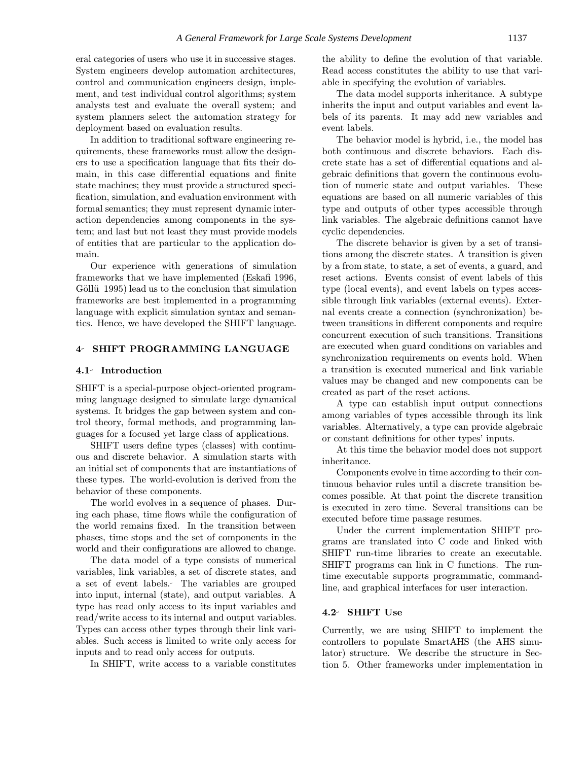eral categories of users who use it in successive stages. System engineers develop automation architectures, control and communication engineers design, implement, and test individual control algorithms; system analysts test and evaluate the overall system; and system planners select the automation strategy for deployment based on evaluation results.

In addition to traditional software engineering requirements, these frameworks must allow the designers to use a specification language that fits their domain, in this case differential equations and finite state machines; they must provide a structured specification, simulation, and evaluation environment with formal semantics; they must represent dynamic interaction dependencies among components in the system; and last but not least they must provide models of entities that are particular to the application domain.

Our experience with generations of simulation frameworks that we have implemented (Eskafi 1996, Göllü 1995) lead us to the conclusion that simulation frameworks are best implemented in a programming language with explicit simulation syntax and semantics. Hence, we have developed the SHIFT language.

## 4 SHIFT PROGRAMMING LANGUAGE

### 4.1 Introduction

SHIFT is a special-purpose object-oriented programming language designed to simulate large dynamical systems. It bridges the gap between system and control theory, formal methods, and programming languages for a focused yet large class of applications.

SHIFT users define types (classes) with continuous and discrete behavior. A simulation starts with an initial set of components that are instantiations of these types. The world-evolution is derived from the behavior of these components.

The world evolves in a sequence of phases. During each phase, time flows while the configuration of the world remains fixed. In the transition between phases, time stops and the set of components in the world and their configurations are allowed to change.

The data model of a type consists of numerical variables, link variables, a set of discrete states, and a set of event labels. The variables are grouped into input, internal (state), and output variables. A type has read only access to its input variables and read/write access to its internal and output variables. Types can access other types through their link variables. Such access is limited to write only access for inputs and to read only access for outputs.

In SHIFT, write access to a variable constitutes the ability to define the evolution of that variable. Read access constitutes the ability to use that variable in specifying the evolution of variables.

The data model supports inheritance. A subtype inherits the input and output variables and event labels of its parents. It may add new variables and event labels.

The behavior model is hybrid, i.e., the model has both continuous and discrete behaviors. Each discrete state has a set of differential equations and algebraic definitions that govern the continuous evolution of numeric state and output variables. These equations are based on all numeric variables of this type and outputs of other types accessible through link variables. The algebraic definitions cannot have cyclic dependencies.

The discrete behavior is given by a set of transitions among the discrete states. A transition is given by a from state, to state, a set of events, a guard, and reset actions. Events consist of event labels of this type (local events), and event labels on types accessible through link variables (external events). External events create a connection (synchronization) between transitions in different components and require concurrent execution of such transitions. Transitions are executed when guard conditions on variables and synchronization requirements on events hold. When a transition is executed numerical and link variable values may be changed and new components can be created as part of the reset actions.

A type can establish input output connections among variables of types accessible through its link variables. Alternatively, a type can provide algebraic or constant definitions for other types' inputs.

At this time the behavior model does not support inheritance.

Components evolve in time according to their continuous behavior rules until a discrete transition becomes possible. At that point the discrete transition is executed in zero time. Several transitions can be executed before time passage resumes.

Under the current implementation SHIFT programs are translated into C code and linked with SHIFT run-time libraries to create an executable. SHIFT programs can link in C functions. The run-time executable supports programmatic, command-line, and graphical interfaces for user interaction.

### 4.2 SHIFT Use

Currently, we are using SHIFT to implement the controllers to populate SmartAHS (the AHS simulator) structure. We describe the structure in Section 5. Other frameworks under implementation in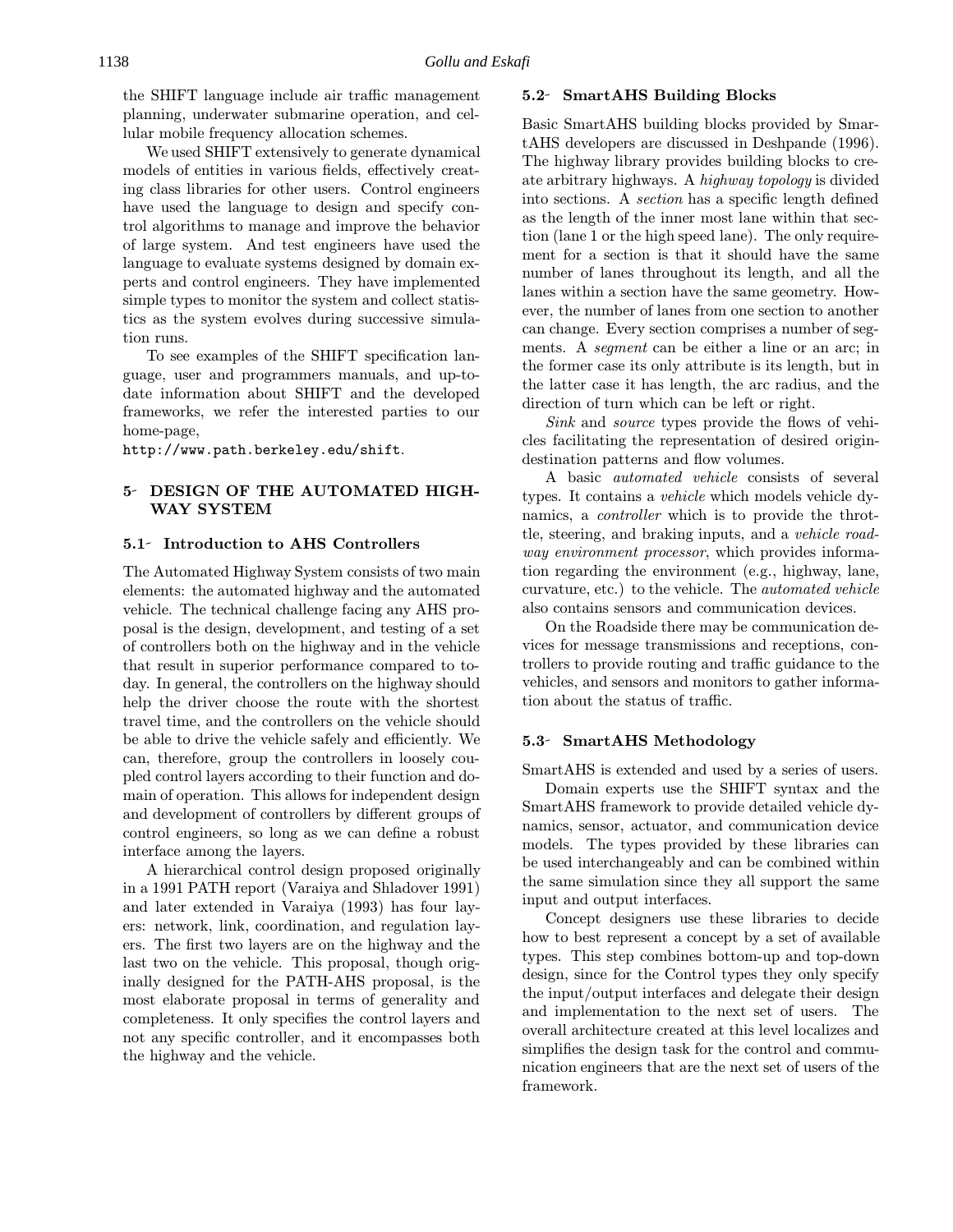the SHIFT language include air traffic management planning, underwater submarine operation, and cellular mobile frequency allocation schemes.

We used SHIFT extensively to generate dynamical models of entities in various fields, effectively creating class libraries for other users. Control engineers have used the language to design and specify control algorithms to manage and improve the behavior of large system. And test engineers have used the language to evaluate systems designed by domain experts and control engineers. They have implemented simple types to monitor the system and collect statistics as the system evolves during successive simulation runs.

To see examples of the SHIFT specification language, user and programmers manuals, and up-to-date information about SHIFT and the developed frameworks, we refer the interested parties to our home-page,
http://www.path.berkeley.edu/shift.

## 5- DESIGN OF THE AUTOMATED HIGHWAY SYSTEM

### 5.1- Introduction to AHS Controllers

The Automated Highway System consists of two main elements: the automated highway and the automated vehicle. The technical challenge facing any AHS proposal is the design, development, and testing of a set of controllers both on the highway and in the vehicle that result in superior performance compared to today. In general, the controllers on the highway should help the driver choose the route with the shortest travel time, and the controllers on the vehicle should be able to drive the vehicle safely and efficiently. We can, therefore, group the controllers in loosely coupled control layers according to their function and domain of operation. This allows for independent design and development of controllers by different groups of control engineers, so long as we can define a robust interface among the layers.

A hierarchical control design proposed originally in a 1991 PATH report (Varaiya and Shladover 1991) and later extended in Varaiya (1993) has four layers: network, link, coordination, and regulation layers. The first two layers are on the highway and the last two on the vehicle. This proposal, though originally designed for the PATH-AHS proposal, is the most elaborate proposal in terms of generality and completeness. It only specifies the control layers and not any specific controller, and it encompasses both the highway and the vehicle.

### 5.2- SmartAHS Building Blocks

Basic SmartAHS building blocks provided by SmartAHS developers are discussed in Deshpande (1996). The highway library provides building blocks to create arbitrary highways. A *highway topology* is divided into sections. A *section* has a specific length defined as the length of the inner most lane within that section (lane 1 or the high speed lane). The only requirement for a section is that it should have the same number of lanes throughout its length, and all the lanes within a section have the same geometry. However, the number of lanes from one section to another can change. Every section comprises a number of segments. A *segment* can be either a line or an arc; in the former case its only attribute is its length, but in the latter case it has length, the arc radius, and the direction of turn which can be left or right.

*Sink* and *source* types provide the flows of vehicles facilitating the representation of desired origin-destination patterns and flow volumes.

A basic *automated vehicle* consists of several types. It contains a *vehicle* which models vehicle dynamics, a *controller* which is to provide the throttle, steering, and braking inputs, and a *vehicle roadway environment processor*, which provides information regarding the environment (e.g., highway, lane, curvature, etc.) to the vehicle. The *automated vehicle* also contains sensors and communication devices.

On the Roadside there may be communication devices for message transmissions and receptions, controllers to provide routing and traffic guidance to the vehicles, and sensors and monitors to gather information about the status of traffic.

### 5.3- SmartAHS Methodology

SmartAHS is extended and used by a series of users.

Domain experts use the SHIFT syntax and the SmartAHS framework to provide detailed vehicle dynamics, sensor, actuator, and communication device models. The types provided by these libraries can be used interchangeably and can be combined within the same simulation since they all support the same input and output interfaces.

Concept designers use these libraries to decide how to best represent a concept by a set of available types. This step combines bottom-up and top-down design, since for the Control types they only specify the input/output interfaces and delegate their design and implementation to the next set of users. The overall architecture created at this level localizes and simplifies the design task for the control and communication engineers that are the next set of users of the framework.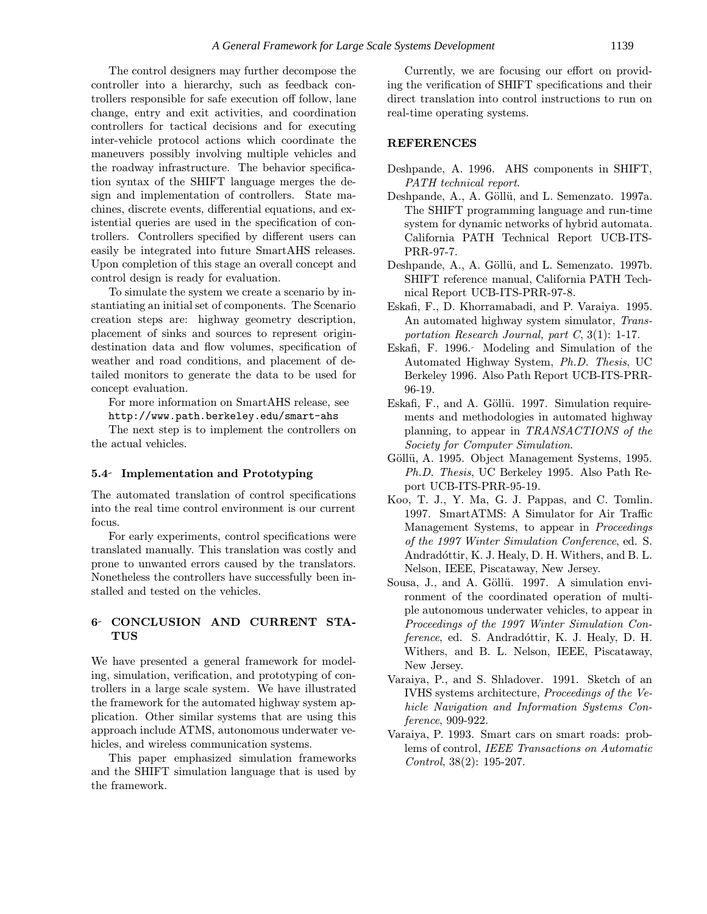The control designers may further decompose the controller into a hierarchy, such as feedback controllers responsible for safe execution off follow, lane change, entry and exit activities, and coordination controllers for tactical decisions and for executing inter-vehicle protocol actions which coordinate the maneuvers possibly involving multiple vehicles and the roadway infrastructure. The behavior specification syntax of the SHIFT language merges the design and implementation of controllers. State machines, discrete events, differential equations, and existential queries are used in the specification of controllers. Controllers specified by different users can easily be integrated into future SmartAHS releases. Upon completion of this stage an overall concept and control design is ready for evaluation.

To simulate the system we create a scenario by instantiating an initial set of components. The Scenario creation steps are: highway geometry description, placement of sinks and sources to represent origin-destination data and flow volumes, specification of weather and road conditions, and placement of detailed monitors to generate the data to be used for concept evaluation.

For more information on SmartAHS release, see `http://www.path.berkeley.edu/smart-ahs`

The next step is to implement the controllers on the actual vehicles.

### 5.4 Implementation and Prototyping

The automated translation of control specifications into the real time control environment is our current focus.

For early experiments, control specifications were translated manually. This translation was costly and prone to unwanted errors caused by the translators. Nonetheless the controllers have successfully been installed and tested on the vehicles.

## 6 CONCLUSION AND CURRENT STATUS

We have presented a general framework for modeling, simulation, verification, and prototyping of controllers in a large scale system. We have illustrated the framework for the automated highway system application. Other similar systems that are using this approach include ATMS, autonomous underwater vehicles, and wireless communication systems.

This paper emphasized simulation frameworks and the SHIFT simulation language that is used by the framework.

Currently, we are focusing our effort on providing the verification of SHIFT specifications and their direct translation into control instructions to run on real-time operating systems.

## REFERENCES

Deshpande, A. 1996. AHS components in SHIFT, *PATH technical report*.

Deshpande, A., A. Göllü, and L. Semenzato. 1997a. The SHIFT programming language and run-time system for dynamic networks of hybrid automata. California PATH Technical Report UCB-ITS-PRR-97-7.

Deshpande, A., A. Göllü, and L. Semenzato. 1997b. SHIFT reference manual, California PATH Technical Report UCB-ITS-PRR-97-8.

Eskafi, F., D. Khorramabadi, and P. Varaiya. 1995. An automated highway system simulator, *Transportation Research Journal, part C*, 3(1): 1-17.

Eskafi, F. 1996. Modeling and Simulation of the Automated Highway System, *Ph.D. Thesis*, UC Berkeley 1996. Also Path Report UCB-ITS-PRR-96-19.

Eskafi, F., and A. Göllü. 1997. Simulation requirements and methodologies in automated highway planning, to appear in *TRANSACTIONS of the Society for Computer Simulation*.

Göllü, A. 1995. Object Management Systems, 1995. *Ph.D. Thesis*, UC Berkeley 1995. Also Path Report UCB-ITS-PRR-95-19.

Koo, T. J., Y. Ma, G. J. Pappas, and C. Tomlin. 1997. SmartATMS: A Simulator for Air Traffic Management Systems, to appear in *Proceedings of the 1997 Winter Simulation Conference*, ed. S. Andradóttir, K. J. Healy, D. H. Withers, and B. L. Nelson, IEEE, Piscataway, New Jersey.

Sousa, J., and A. Göllü. 1997. A simulation environment of the coordinated operation of multiple autonomous underwater vehicles, to appear in *Proceedings of the 1997 Winter Simulation Conference*, ed. S. Andradóttir, K. J. Healy, D. H. Withers, and B. L. Nelson, IEEE, Piscataway, New Jersey.

Varaiya, P., and S. Shladover. 1991. Sketch of an IVHS systems architecture, *Proceedings of the Vehicle Navigation and Information Systems Conference*, 909-922.

Varaiya, P. 1993. Smart cars on smart roads: problems of control, *IEEE Transactions on Automatic Control*, 38(2): 195-207.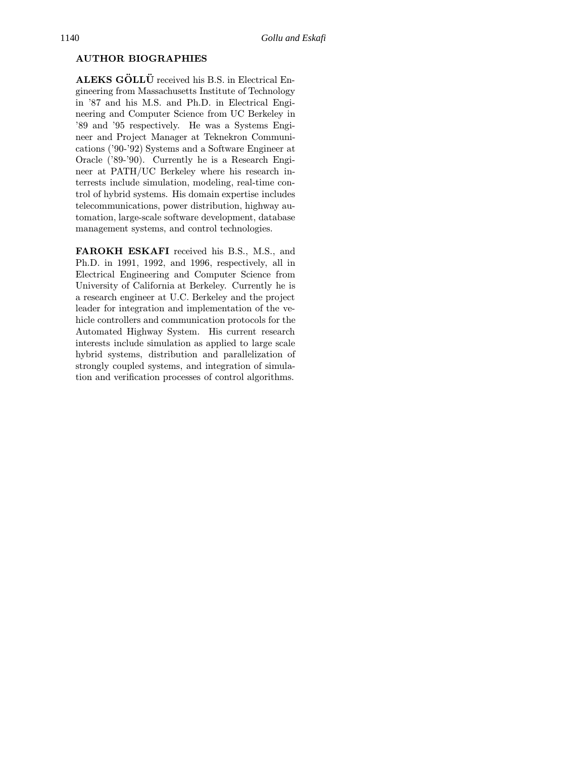## AUTHOR BIOGRAPHIES

**ALEKS GÖLLÜ** received his B.S. in Electrical Engineering from Massachusetts Institute of Technology in '87 and his M.S. and Ph.D. in Electrical Engineering and Computer Science from UC Berkeley in '89 and '95 respectively. He was a Systems Engineer and Project Manager at Teknekron Communications ('90-'92) Systems and a Software Engineer at Oracle ('89-'90). Currently he is a Research Engineer at PATH/UC Berkeley where his research interrests include simulation, modeling, real-time control of hybrid systems. His domain expertise includes telecommunications, power distribution, highway automation, large-scale software development, database management systems, and control technologies.

**FAROKH ESKAFI** received his B.S., M.S., and Ph.D. in 1991, 1992, and 1996, respectively, all in Electrical Engineering and Computer Science from University of California at Berkeley. Currently he is a research engineer at U.C. Berkeley and the project leader for integration and implementation of the vehicle controllers and communication protocols for the Automated Highway System. His current research interests include simulation as applied to large scale hybrid systems, distribution and parallelization of strongly coupled systems, and integration of simulation and verification processes of control algorithms.